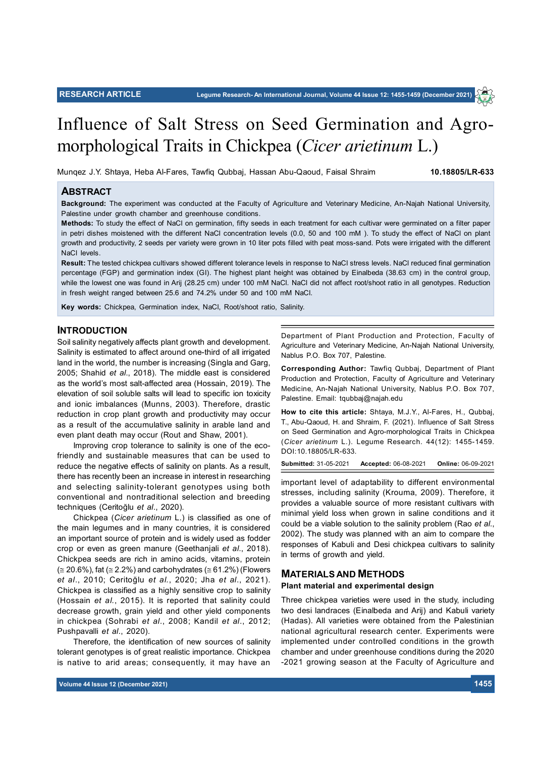RESEARCH ARTICLE

# Influence of Salt Stress on Seed Germination and Agro-morphological Traits in Chickpea (*Cicer arietinum* L.)

Munqez J.Y. Shtaya, Heba Al-Fares, Tawfiq Qubbaj, Hassan Abu-Qaoud, Faisal Shraim

10.18805/LR-633

## ABSTRACT

**Background:** The experiment was conducted at the Faculty of Agriculture and Veterinary Medicine, An-Najah National University, Palestine under growth chamber and greenhouse conditions.

**Methods:** To study the effect of NaCl on germination, fifty seeds in each treatment for each cultivar were germinated on a filter paper in petri dishes moistened with the different NaCl concentration levels (0.0, 50 and 100 mM ). To study the effect of NaCl on plant growth and productivity, 2 seeds per variety were grown in 10 liter pots filled with peat moss-sand. Pots were irrigated with the different NaCl levels.

**Result:** The tested chickpea cultivars showed different tolerance levels in response to NaCl stress levels. NaCl reduced final germination percentage (FGP) and germination index (GI). The highest plant height was obtained by Einalbeda (38.63 cm) in the control group, while the lowest one was found in Arij (28.25 cm) under 100 mM NaCl. NaCl did not affect root/shoot ratio in all genotypes. Reduction in fresh weight ranged between 25.6 and 74.2% under 50 and 100 mM NaCl.

**Key words:** Chickpea, Germination index, NaCl, Root/shoot ratio, Salinity.

## INTRODUCTION

Soil salinity negatively affects plant growth and development. Salinity is estimated to affect around one-third of all irrigated land in the world, the number is increasing (Singla and Garg, 2005; Shahid *et al*., 2018). The middle east is considered as the world's most salt-affected area (Hossain, 2019). The elevation of soil soluble salts will lead to specific ion toxicity and ionic imbalances (Munns, 2003). Therefore, drastic reduction in crop plant growth and productivity may occur as a result of the accumulative salinity in arable land and even plant death may occur (Rout and Shaw, 2001).

Improving crop tolerance to salinity is one of the eco-friendly and sustainable measures that can be used to reduce the negative effects of salinity on plants. As a result, there has recently been an increase in interest in researching and selecting salinity-tolerant genotypes using both conventional and nontraditional selection and breeding techniques (Ceritoğlu *et al*., 2020).

Chickpea (*Cicer arietinum* L.) is classified as one of the main legumes and in many countries, it is considered an important source of protein and is widely used as fodder crop or even as green manure (Geethanjali *et al*., 2018). Chickpea seeds are rich in amino acids, vitamins, protein ($\cong$ 20.6%), fat ($\cong$ 2.2%) and carbohydrates ($\cong$ 61.2%) (Flowers *et al*., 2010; Ceritoğlu *et al*., 2020; Jha *et al*., 2021). Chickpea is classified as a highly sensitive crop to salinity (Hossain *et al*., 2015). It is reported that salinity could decrease growth, grain yield and other yield components in chickpea (Sohrabi *et al*., 2008; Kandil *et al*., 2012; Pushpavalli *et al*., 2020).

Therefore, the identification of new sources of salinity tolerant genotypes is of great realistic importance. Chickpea is native to arid areas; consequently, it may have an important level of adaptability to different environmental stresses, including salinity (Krouma, 2009). Therefore, it provides a valuable source of more resistant cultivars with minimal yield loss when grown in saline conditions and it could be a viable solution to the salinity problem (Rao *et al*., 2002). The study was planned with an aim to compare the responses of Kabuli and Desi chickpea cultivars to salinity in terms of growth and yield.

Department of Plant Production and Protection, Faculty of Agriculture and Veterinary Medicine, An-Najah National University, Nablus P.O. Box 707, Palestine.

**Corresponding Author:** Tawfiq Qubbaj, Department of Plant Production and Protection, Faculty of Agriculture and Veterinary Medicine, An-Najah National University, Nablus P.O. Box 707, Palestine. Email: tqubbaj@najah.edu

**How to cite this article:** Shtaya, M.J.Y., Al-Fares, H., Qubbaj, T., Abu-Qaoud, H. and Shraim, F. (2021). Influence of Salt Stress on Seed Germination and Agro-morphological Traits in Chickpea (*Cicer arietinum* L.). Legume Research. 44(12): 1455-1459. DOI:10.18805/LR-633.

**Submitted:** 31-05-2021 **Accepted:** 06-08-2021 **Online:** 06-09-2021

## MATERIALS AND METHODS

### Plant material and experimental design

Three chickpea varieties were used in the study, including two desi landraces (Einalbeda and Arij) and Kabuli variety (Hadas). All varieties were obtained from the Palestinian national agricultural research center. Experiments were implemented under controlled conditions in the growth chamber and under greenhouse conditions during the 2020 -2021 growing season at the Faculty of Agriculture and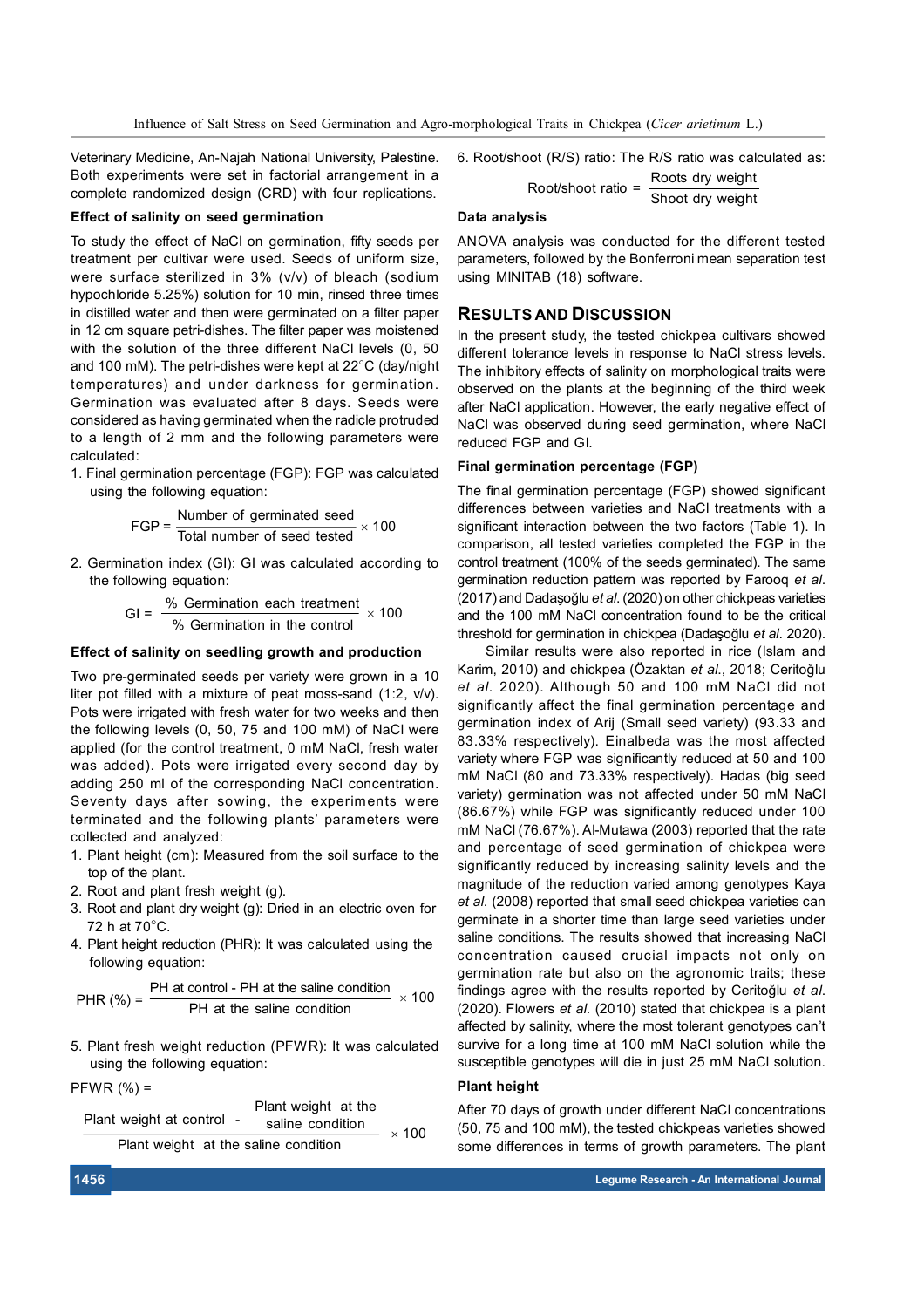Veterinary Medicine, An-Najah National University, Palestine. Both experiments were set in factorial arrangement in a complete randomized design (CRD) with four replications.

### Effect of salinity on seed germination

To study the effect of NaCl on germination, fifty seeds per treatment per cultivar were used. Seeds of uniform size, were surface sterilized in 3% (v/v) of bleach (sodium hypochloride 5.25%) solution for 10 min, rinsed three times in distilled water and then were germinated on a filter paper in 12 cm square petri-dishes. The filter paper was moistened with the solution of the three different NaCl levels (0, 50 and 100 mM). The petri-dishes were kept at 22°C (day/night temperatures) and under darkness for germination. Germination was evaluated after 8 days. Seeds were considered as having germinated when the radicle protruded to a length of 2 mm and the following parameters were calculated:

1. Final germination percentage (FGP): FGP was calculated using the following equation:

$$\text{FGP} = \frac{\text{Number of germinated seed}}{\text{Total number of seed tested}} \times 100$$

2. Germination index (GI): GI was calculated according to the following equation:

$$\text{GI} = \frac{\text{\% Germination each treatment}}{\text{\% Germination in the control}} \times 100$$

### Effect of salinity on seedling growth and production

Two pre-germinated seeds per variety were grown in a 10 liter pot filled with a mixture of peat moss-sand (1:2, v/v). Pots were irrigated with fresh water for two weeks and then the following levels (0, 50, 75 and 100 mM) of NaCl were applied (for the control treatment, 0 mM NaCl, fresh water was added). Pots were irrigated every second day by adding 250 ml of the corresponding NaCl concentration. Seventy days after sowing, the experiments were terminated and the following plants' parameters were collected and analyzed:

1. Plant height (cm): Measured from the soil surface to the top of the plant.
2. Root and plant fresh weight (g).
3. Root and plant dry weight (g): Dried in an electric oven for 72 h at 70°C.
4. Plant height reduction (PHR): It was calculated using the following equation:

$$\text{PHR (\%)} = \frac{\text{PH at control - PH at the saline condition}}{\text{PH at the saline condition}} \times 100$$

5. Plant fresh weight reduction (PFWR): It was calculated using the following equation:

$$\text{PFWR (\%)} = \frac{\text{Plant weight at control} - \text{Plant weight at the saline condition}}{\text{Plant weight at the saline condition}} \times 100$$

6. Root/shoot (R/S) ratio: The R/S ratio was calculated as:

$$\text{Root/shoot ratio} = \frac{\text{Roots dry weight}}{\text{Shoot dry weight}}$$

### Data analysis

ANOVA analysis was conducted for the different tested parameters, followed by the Bonferroni mean separation test using MINITAB (18) software.

## RESULTS AND DISCUSSION

In the present study, the tested chickpea cultivars showed different tolerance levels in response to NaCl stress levels. The inhibitory effects of salinity on morphological traits were observed on the plants at the beginning of the third week after NaCl application. However, the early negative effect of NaCl was observed during seed germination, where NaCl reduced FGP and GI.

### Final germination percentage (FGP)

The final germination percentage (FGP) showed significant differences between varieties and NaCl treatments with a significant interaction between the two factors (Table 1). In comparison, all tested varieties completed the FGP in the control treatment (100% of the seeds germinated). The same germination reduction pattern was reported by Farooq *et al.* (2017) and Dadaşoğlu *et al.* (2020) on other chickpeas varieties and the 100 mM NaCl concentration found to be the critical threshold for germination in chickpea (Dadaşoğlu *et al.* 2020).

Similar results were also reported in rice (Islam and Karim, 2010) and chickpea (Özaktan *et al.*, 2018; Ceritoğlu *et al.* 2020). Although 50 and 100 mM NaCl did not significantly affect the final germination percentage and germination index of Arij (Small seed variety) (93.33 and 83.33% respectively). Einalbeda was the most affected variety where FGP was significantly reduced at 50 and 100 mM NaCl (80 and 73.33% respectively). Hadas (big seed variety) germination was not affected under 50 mM NaCl (86.67%) while FGP was significantly reduced under 100 mM NaCl (76.67%). Al-Mutawa (2003) reported that the rate and percentage of seed germination of chickpea were significantly reduced by increasing salinity levels and the magnitude of the reduction varied among genotypes Kaya *et al.* (2008) reported that small seed chickpea varieties can germinate in a shorter time than large seed varieties under saline conditions. The results showed that increasing NaCl concentration caused crucial impacts not only on germination rate but also on the agronomic traits; these findings agree with the results reported by Ceritoğlu *et al.* (2020). Flowers *et al.* (2010) stated that chickpea is a plant affected by salinity, where the most tolerant genotypes can't survive for a long time at 100 mM NaCl solution while the susceptible genotypes will die in just 25 mM NaCl solution.

### Plant height

After 70 days of growth under different NaCl concentrations (50, 75 and 100 mM), the tested chickpeas varieties showed some differences in terms of growth parameters. The plant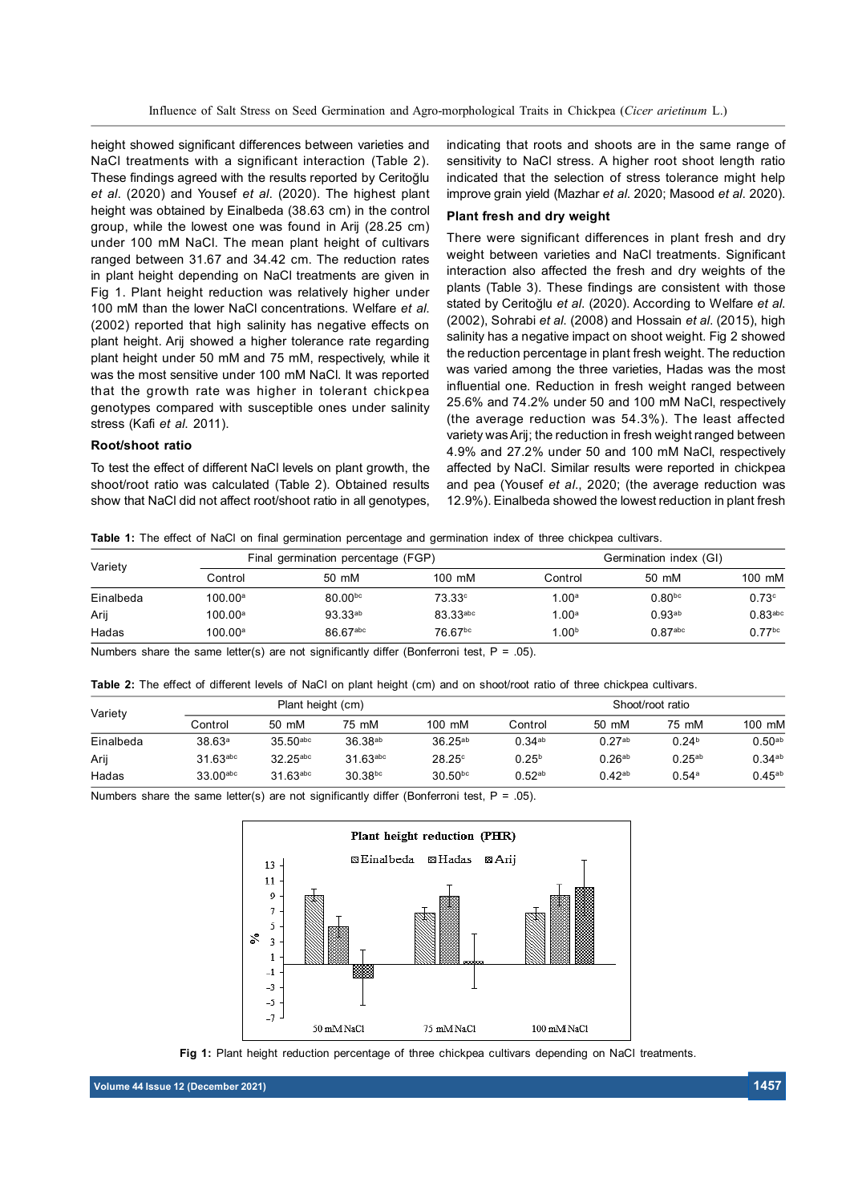height showed significant differences between varieties and NaCl treatments with a significant interaction (Table 2). These findings agreed with the results reported by Ceritoğlu *et al*. (2020) and Yousef *et al*. (2020). The highest plant height was obtained by Einalbeda (38.63 cm) in the control group, while the lowest one was found in Arij (28.25 cm) under 100 mM NaCl. The mean plant height of cultivars ranged between 31.67 and 34.42 cm. The reduction rates in plant height depending on NaCl treatments are given in Fig 1. Plant height reduction was relatively higher under 100 mM than the lower NaCl concentrations. Welfare *et al*. (2002) reported that high salinity has negative effects on plant height. Arij showed a higher tolerance rate regarding plant height under 50 mM and 75 mM, respectively, while it was the most sensitive under 100 mM NaCl. It was reported that the growth rate was higher in tolerant chickpea genotypes compared with susceptible ones under salinity stress (Kafi *et al*. 2011).

### Root/shoot ratio

To test the effect of different NaCl levels on plant growth, the shoot/root ratio was calculated (Table 2). Obtained results show that NaCl did not affect root/shoot ratio in all genotypes, indicating that roots and shoots are in the same range of sensitivity to NaCl stress. A higher root shoot length ratio indicated that the selection of stress tolerance might help improve grain yield (Mazhar *et al*. 2020; Masood *et al*. 2020).

### Plant fresh and dry weight

There were significant differences in plant fresh and dry weight between varieties and NaCl treatments. Significant interaction also affected the fresh and dry weights of the plants (Table 3). These findings are consistent with those stated by Ceritoğlu *et al*. (2020). According to Welfare *et al*. (2002), Sohrabi *et al*. (2008) and Hossain *et al*. (2015), high salinity has a negative impact on shoot weight. Fig 2 showed the reduction percentage in plant fresh weight. The reduction was varied among the three varieties, Hadas was the most influential one. Reduction in fresh weight ranged between 25.6% and 74.2% under 50 and 100 mM NaCl, respectively (the average reduction was 54.3%). The least affected variety was Arij; the reduction in fresh weight ranged between 4.9% and 27.2% under 50 and 100 mM NaCl, respectively affected by NaCl. Similar results were reported in chickpea and pea (Yousef *et al*., 2020; (the average reduction was 12.9%). Einalbeda showed the lowest reduction in plant fresh

**Table 1:** The effect of NaCl on final germination percentage and germination index of three chickpea cultivars.

| Variety | Final germination percentage (FGP) | | | Germination index (GI) | | |
|---|---|---|---|---|---|---|
| | Control | 50 mM | 100 mM | Control | 50 mM | 100 mM |
| Einalbeda | 100.00[a] | 80.00[bc] | 73.33[c] | 1.00[a] | 0.80[bc] | 0.73[c] |
| Arij | 100.00[a] | 93.33[ab] | 83.33[abc] | 1.00[a] | 0.93[ab] | 0.83[abc] |
| Hadas | 100.00[a] | 86.67[abc] | 76.67[bc] | 1.00[b] | 0.87[abc] | 0.77[bc] |

Numbers share the same letter(s) are not significantly differ (Bonferroni test, P = .05).

**Table 2:** The effect of different levels of NaCl on plant height (cm) and on shoot/root ratio of three chickpea cultivars.

| Variety | Plant height (cm) | | | | Shoot/root ratio | | | |
|---|---|---|---|---|---|---|---|---|
| | Control | 50 mM | 75 mM | 100 mM | Control | 50 mM | 75 mM | 100 mM |
| Einalbeda | 38.63[a] | 35.50[abc] | 36.38[ab] | 36.25[ab] | 0.34[ab] | 0.27[ab] | 0.24[b] | 0.50[ab] |
| Arij | 31.63[abc] | 32.25[abc] | 31.63[abc] | 28.25[c] | 0.25[b] | 0.26[ab] | 0.25[ab] | 0.34[ab] |
| Hadas | 33.00[abc] | 31.63[abc] | 30.38[bc] | 30.50[bc] | 0.52[ab] | 0.42[ab] | 0.54[a] | 0.45[ab] |

Numbers share the same letter(s) are not significantly differ (Bonferroni test, P = .05).

**Fig 1:** Plant height reduction percentage of three chickpea cultivars depending on NaCl treatments.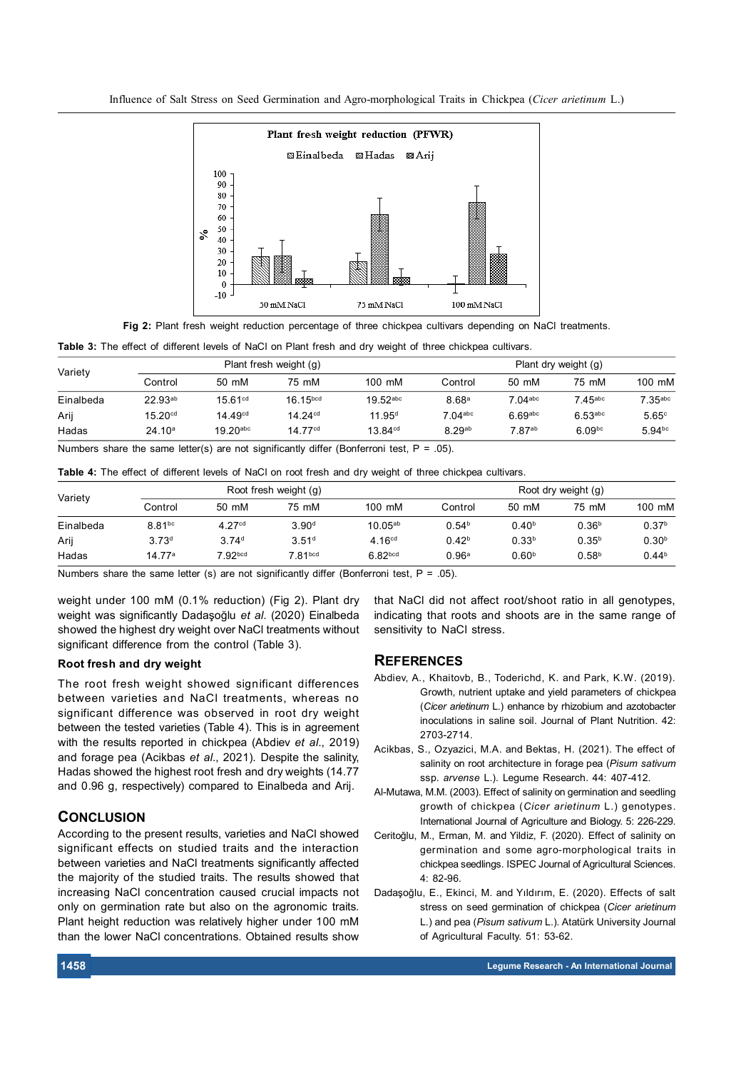Fig 2: Plant fresh weight reduction percentage of three chickpea cultivars depending on NaCl treatments.

**Table 3:** The effect of different levels of NaCl on Plant fresh and dry weight of three chickpea cultivars.

| Variety | Plant fresh weight (g) | | | | Plant dry weight (g) | | | |
|---|---|---|---|---|---|---|---|---|
| | Control | 50 mM | 75 mM | 100 mM | Control | 50 mM | 75 mM | 100 mM |
| Einalbeda | 22.93[ab] | 15.61[cd] | 16.15[bcd] | 19.52[abc] | 8.68[a] | 7.04[abc] | 7.45[abc] | 7.35[abc] |
| Arij | 15.20[cd] | 14.49[cd] | 14.24[cd] | 11.95[d] | 7.04[abc] | 6.69[abc] | 6.53[abc] | 5.65[c] |
| Hadas | 24.10[a] | 19.20[abc] | 14.77[cd] | 13.84[cd] | 8.29[ab] | 7.87[ab] | 6.09[bc] | 5.94[bc] |

Numbers share the same letter(s) are not significantly differ (Bonferroni test, P = .05).

**Table 4:** The effect of different levels of NaCl on root fresh and dry weight of three chickpea cultivars.

| Variety | Root fresh weight (g) | | | | Root dry weight (g) | | | |
|---|---|---|---|---|---|---|---|---|
| | Control | 50 mM | 75 mM | 100 mM | Control | 50 mM | 75 mM | 100 mM |
| Einalbeda | 8.81[bc] | 4.27[cd] | 3.90[d] | 10.05[ab] | 0.54[b] | 0.40[b] | 0.36[b] | 0.37[b] |
| Arij | 3.73[d] | 3.74[d] | 3.51[d] | 4.16[cd] | 0.42[b] | 0.33[b] | 0.35[b] | 0.30[b] |
| Hadas | 14.77[a] | 7.92[bcd] | 7.81[bcd] | 6.82[bcd] | 0.96[a] | 0.60[b] | 0.58[b] | 0.44[b] |

Numbers share the same letter (s) are not significantly differ (Bonferroni test, P = .05).

weight under 100 mM (0.1% reduction) (Fig 2). Plant dry weight was significantly Dadaşoğlu *et al*. (2020) Einalbeda showed the highest dry weight over NaCl treatments without significant difference from the control (Table 3).

### Root fresh and dry weight

The root fresh weight showed significant differences between varieties and NaCl treatments, whereas no significant difference was observed in root dry weight between the tested varieties (Table 4). This is in agreement with the results reported in chickpea (Abdiev *et al*., 2019) and forage pea (Acikbas *et al*., 2021). Despite the salinity, Hadas showed the highest root fresh and dry weights (14.77 and 0.96 g, respectively) compared to Einalbeda and Arij.

## CONCLUSION

According to the present results, varieties and NaCl showed significant effects on studied traits and the interaction between varieties and NaCl treatments significantly affected the majority of the studied traits. The results showed that increasing NaCl concentration caused crucial impacts not only on germination rate but also on the agronomic traits. Plant height reduction was relatively higher under 100 mM than the lower NaCl concentrations. Obtained results show that NaCl did not affect root/shoot ratio in all genotypes, indicating that roots and shoots are in the same range of sensitivity to NaCl stress.

## REFERENCES

Abdiev, A., Khaitovb, B., Toderichd, K. and Park, K.W. (2019). Growth, nutrient uptake and yield parameters of chickpea (*Cicer arietinum* L.) enhance by rhizobium and azotobacter inoculations in saline soil. Journal of Plant Nutrition. 42: 2703-2714.

Acikbas, S., Ozyazici, M.A. and Bektas, H. (2021). The effect of salinity on root architecture in forage pea (*Pisum sativum* ssp. *arvense* L.). Legume Research. 44: 407-412.

Al-Mutawa, M.M. (2003). Effect of salinity on germination and seedling growth of chickpea (*Cicer arietinum* L.) genotypes. International Journal of Agriculture and Biology. 5: 226-229.

Ceritoğlu, M., Erman, M. and Yildiz, F. (2020). Effect of salinity on germination and some agro-morphological traits in chickpea seedlings. ISPEC Journal of Agricultural Sciences. 4: 82-96.

Dadaşoğlu, E., Ekinci, M. and Yıldırım, E. (2020). Effects of salt stress on seed germination of chickpea (*Cicer arietinum* L.) and pea (*Pisum sativum* L.). Atatürk University Journal of Agricultural Faculty. 51: 53-62.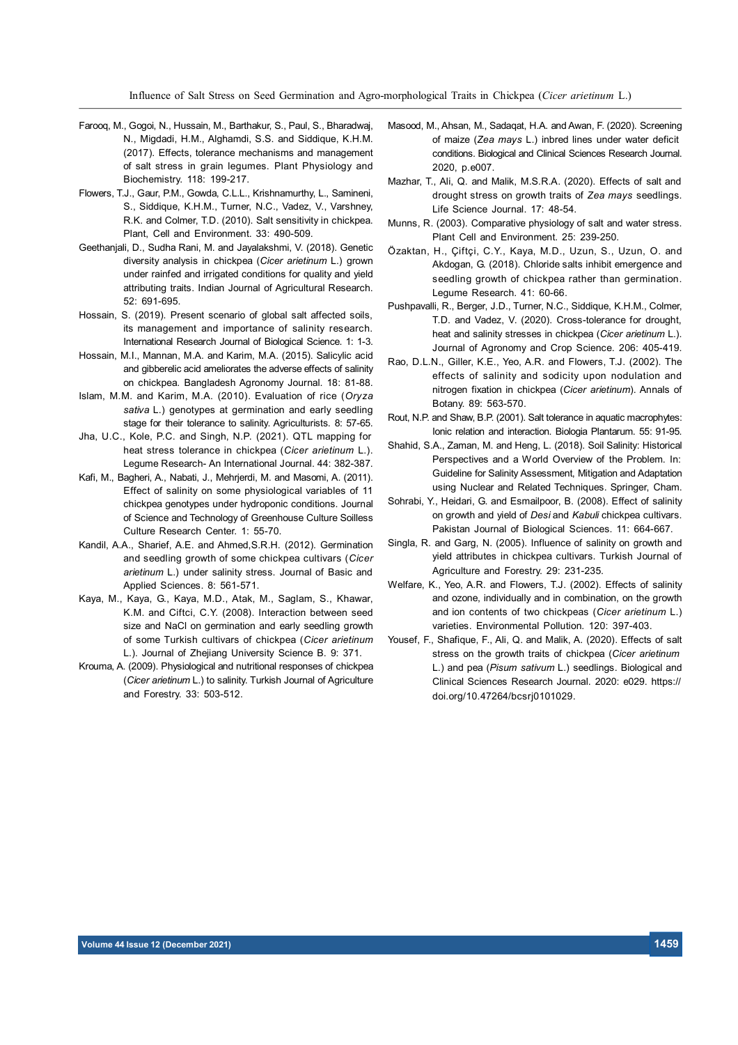Farooq, M., Gogoi, N., Hussain, M., Barthakur, S., Paul, S., Bharadwaj, N., Migdadi, H.M., Alghamdi, S.S. and Siddique, K.H.M. (2017). Effects, tolerance mechanisms and management of salt stress in grain legumes. Plant Physiology and Biochemistry. 118: 199-217.

Flowers, T.J., Gaur, P.M., Gowda, C.L.L., Krishnamurthy, L., Samineni, S., Siddique, K.H.M., Turner, N.C., Vadez, V., Varshney, R.K. and Colmer, T.D. (2010). Salt sensitivity in chickpea. Plant, Cell and Environment. 33: 490-509.

Geethanjali, D., Sudha Rani, M. and Jayalakshmi, V. (2018). Genetic diversity analysis in chickpea (*Cicer arietinum* L.) grown under rainfed and irrigated conditions for quality and yield attributing traits. Indian Journal of Agricultural Research. 52: 691-695.

Hossain, S. (2019). Present scenario of global salt affected soils, its management and importance of salinity research. International Research Journal of Biological Science. 1: 1-3.

Hossain, M.I., Mannan, M.A. and Karim, M.A. (2015). Salicylic acid and gibberelic acid ameliorates the adverse effects of salinity on chickpea. Bangladesh Agronomy Journal. 18: 81-88.

Islam, M.M. and Karim, M.A. (2010). Evaluation of rice (*Oryza sativa* L.) genotypes at germination and early seedling stage for their tolerance to salinity. Agriculturists. 8: 57-65.

Jha, U.C., Kole, P.C. and Singh, N.P. (2021). QTL mapping for heat stress tolerance in chickpea (*Cicer arietinum* L.). Legume Research- An International Journal. 44: 382-387.

Kafi, M., Bagheri, A., Nabati, J., Mehrjerdi, M. and Masomi, A. (2011). Effect of salinity on some physiological variables of 11 chickpea genotypes under hydroponic conditions. Journal of Science and Technology of Greenhouse Culture Soilless Culture Research Center. 1: 55-70.

Kandil, A.A., Sharief, A.E. and Ahmed,S.R.H. (2012). Germination and seedling growth of some chickpea cultivars (*Cicer arietinum* L.) under salinity stress. Journal of Basic and Applied Sciences. 8: 561-571.

Kaya, M., Kaya, G., Kaya, M.D., Atak, M., Saglam, S., Khawar, K.M. and Ciftci, C.Y. (2008). Interaction between seed size and NaCl on germination and early seedling growth of some Turkish cultivars of chickpea (*Cicer arietinum* L.). Journal of Zhejiang University Science B. 9: 371.

Krouma, A. (2009). Physiological and nutritional responses of chickpea (*Cicer arietinum* L.) to salinity. Turkish Journal of Agriculture and Forestry. 33: 503-512.

Masood, M., Ahsan, M., Sadaqat, H.A. and Awan, F. (2020). Screening of maize (*Zea mays* L.) inbred lines under water deficit conditions. Biological and Clinical Sciences Research Journal. 2020, p.e007.

Mazhar, T., Ali, Q. and Malik, M.S.R.A. (2020). Effects of salt and drought stress on growth traits of *Zea mays* seedlings. Life Science Journal. 17: 48-54.

Munns, R. (2003). Comparative physiology of salt and water stress. Plant Cell and Environment. 25: 239-250.

Özaktan, H., Çiftçi, C.Y., Kaya, M.D., Uzun, S., Uzun, O. and Akdogan, G. (2018). Chloride salts inhibit emergence and seedling growth of chickpea rather than germination. Legume Research. 41: 60-66.

Pushpavalli, R., Berger, J.D., Turner, N.C., Siddique, K.H.M., Colmer, T.D. and Vadez, V. (2020). Cross-tolerance for drought, heat and salinity stresses in chickpea (*Cicer arietinum* L.). Journal of Agronomy and Crop Science. 206: 405-419.

Rao, D.L.N., Giller, K.E., Yeo, A.R. and Flowers, T.J. (2002). The effects of salinity and sodicity upon nodulation and nitrogen fixation in chickpea (*Cicer arietinum*). Annals of Botany. 89: 563-570.

Rout, N.P. and Shaw, B.P. (2001). Salt tolerance in aquatic macrophytes: Ionic relation and interaction. Biologia Plantarum. 55: 91-95.

Shahid, S.A., Zaman, M. and Heng, L. (2018). Soil Salinity: Historical Perspectives and a World Overview of the Problem. In: Guideline for Salinity Assessment, Mitigation and Adaptation using Nuclear and Related Techniques. Springer, Cham.

Sohrabi, Y., Heidari, G. and Esmailpoor, B. (2008). Effect of salinity on growth and yield of *Desi* and *Kabuli* chickpea cultivars. Pakistan Journal of Biological Sciences. 11: 664-667.

Singla, R. and Garg, N. (2005). Influence of salinity on growth and yield attributes in chickpea cultivars. Turkish Journal of Agriculture and Forestry. 29: 231-235.

Welfare, K., Yeo, A.R. and Flowers, T.J. (2002). Effects of salinity and ozone, individually and in combination, on the growth and ion contents of two chickpeas (*Cicer arietinum* L.) varieties. Environmental Pollution. 120: 397-403.

Yousef, F., Shafique, F., Ali, Q. and Malik, A. (2020). Effects of salt stress on the growth traits of chickpea (*Cicer arietinum* L.) and pea (*Pisum sativum* L.) seedlings. Biological and Clinical Sciences Research Journal. 2020: e029. https://doi.org/10.47264/bcsrj0101029.